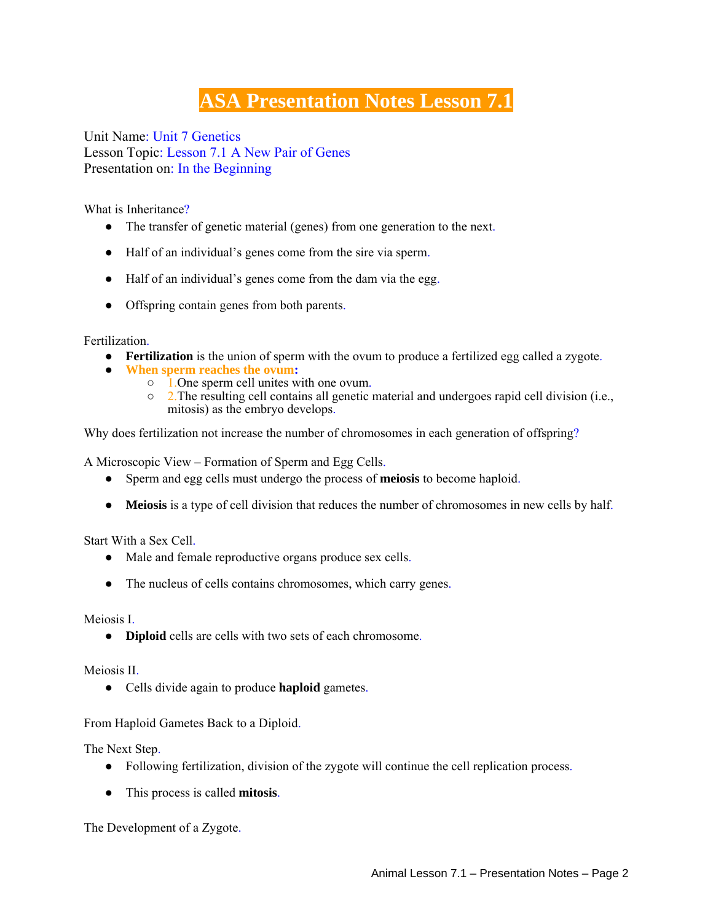# ASA Presentation Notes Lesson 7.1

Unit Name: Unit 7 Genetics
Lesson Topic: Lesson 7.1 A New Pair of Genes
Presentation on: In the Beginning

What is Inheritance?

- The transfer of genetic material (genes) from one generation to the next.
- Half of an individual's genes come from the sire via sperm.
- Half of an individual's genes come from the dam via the egg.
- Offspring contain genes from both parents.

Fertilization.

- **Fertilization** is the union of sperm with the ovum to produce a fertilized egg called a zygote.
- **When sperm reaches the ovum:**
  - 1.One sperm cell unites with one ovum.
  - 2.The resulting cell contains all genetic material and undergoes rapid cell division (i.e., mitosis) as the embryo develops.

Why does fertilization not increase the number of chromosomes in each generation of offspring?

A Microscopic View – Formation of Sperm and Egg Cells.

- Sperm and egg cells must undergo the process of **meiosis** to become haploid.
- **Meiosis** is a type of cell division that reduces the number of chromosomes in new cells by half.

Start With a Sex Cell.

- Male and female reproductive organs produce sex cells.
- The nucleus of cells contains chromosomes, which carry genes.

Meiosis I.

- **Diploid** cells are cells with two sets of each chromosome.

Meiosis II.

- Cells divide again to produce **haploid** gametes.

From Haploid Gametes Back to a Diploid.

The Next Step.

- Following fertilization, division of the zygote will continue the cell replication process.
- This process is called **mitosis**.

The Development of a Zygote.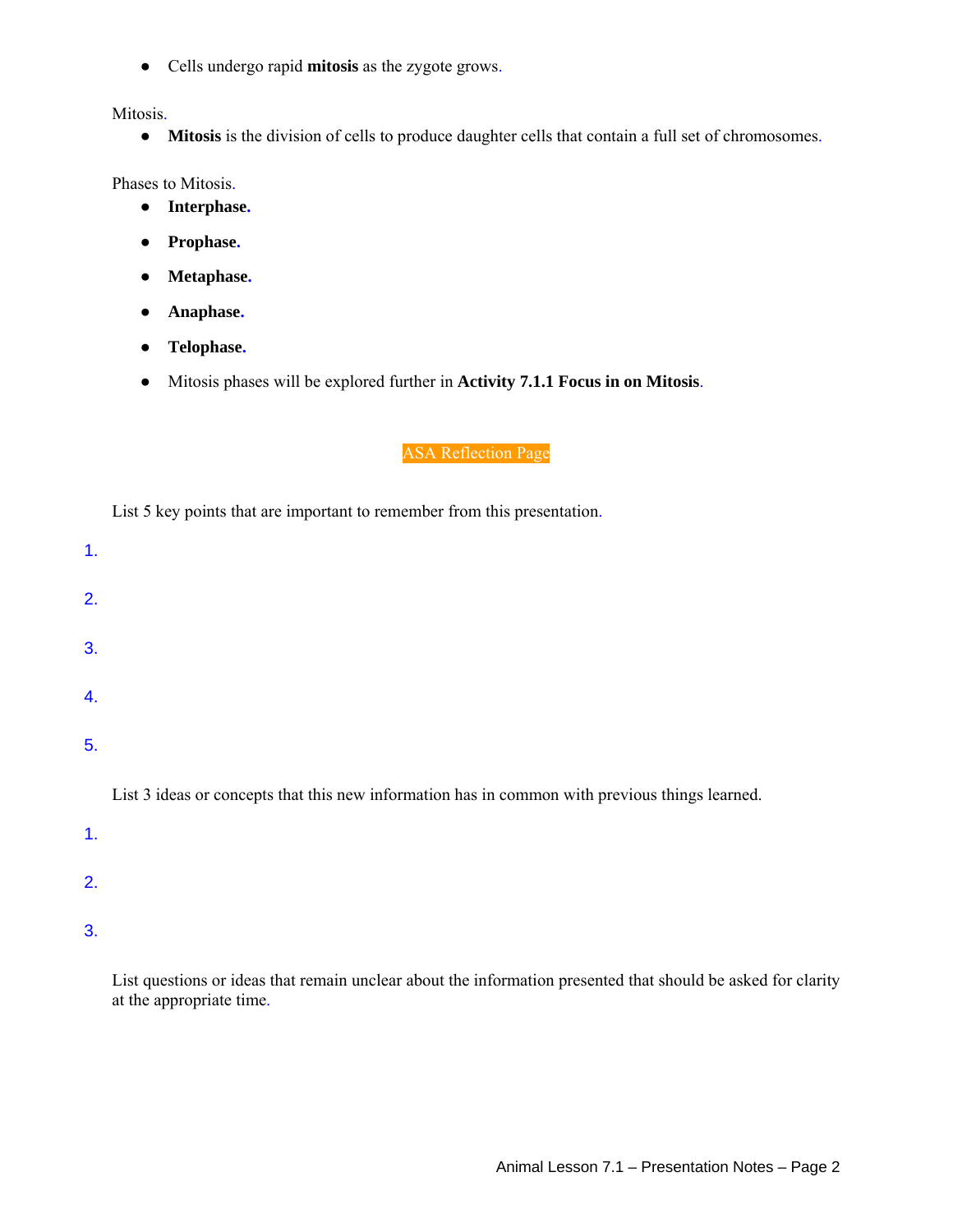- Cells undergo rapid **mitosis** as the zygote grows.

Mitosis.

- **Mitosis** is the division of cells to produce daughter cells that contain a full set of chromosomes.

Phases to Mitosis.

- **Interphase.**
- **Prophase.**
- **Metaphase.**
- **Anaphase.**
- **Telophase.**
- Mitosis phases will be explored further in **Activity 7.1.1 Focus in on Mitosis**.

## ASA Reflection Page

List 5 key points that are important to remember from this presentation.

1.
2.
3.
4.
5.

List 3 ideas or concepts that this new information has in common with previous things learned.

1.
2.
3.

List questions or ideas that remain unclear about the information presented that should be asked for clarity at the appropriate time.